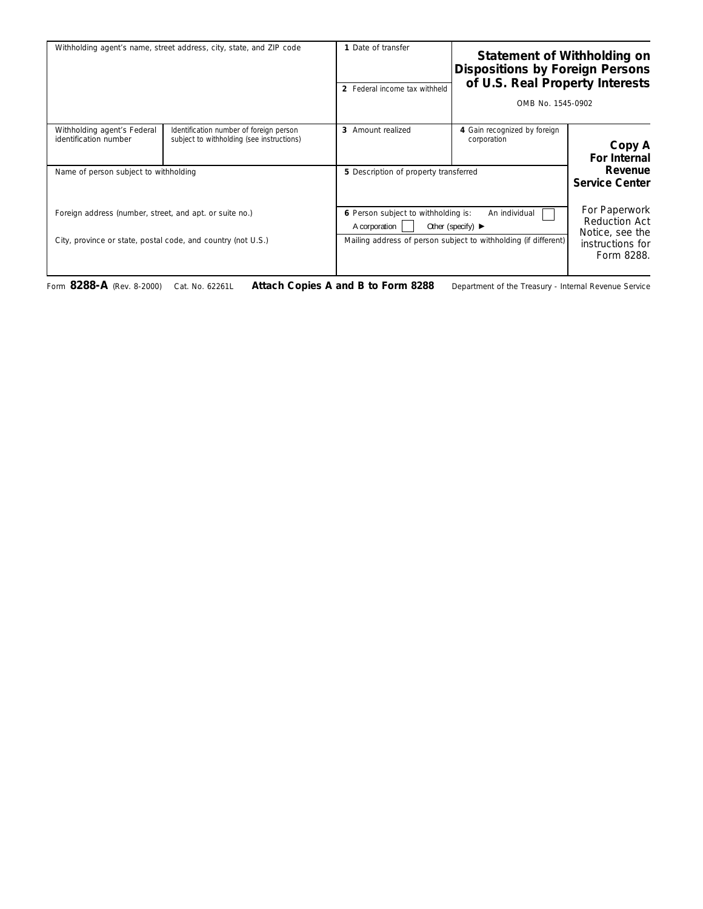# Statement of Withholding on Dispositions by Foreign Persons of U.S. Real Property Interests

OMB No. 1545-0902

| Withholding agent's name, street address, city, state, and ZIP code | | 1 Date of transfer | | |
|---|---|---|---|---|
| | | 2 Federal income tax withheld | | |
| Withholding agent's Federal identification number | Identification number of foreign person subject to withholding (see instructions) | 3 Amount realized | 4 Gain recognized by foreign corporation | **Copy A For Internal Revenue Service Center** |
| Name of person subject to withholding | | 5 Description of property transferred | | |
| Foreign address (number, street, and apt. or suite no.) | | 6 Person subject to withholding is: An individual ☐ A corporation ☐ Other (specify) ► | | For Paperwork Reduction Act Notice, see the instructions for Form 8288. |
| City, province or state, postal code, and country (not U.S.) | | Mailing address of person subject to withholding (if different) | | |

Form **8288-A** (Rev. 8-2000) Cat. No. 62261L **Attach Copies A and B to Form 8288** Department of the Treasury - Internal Revenue Service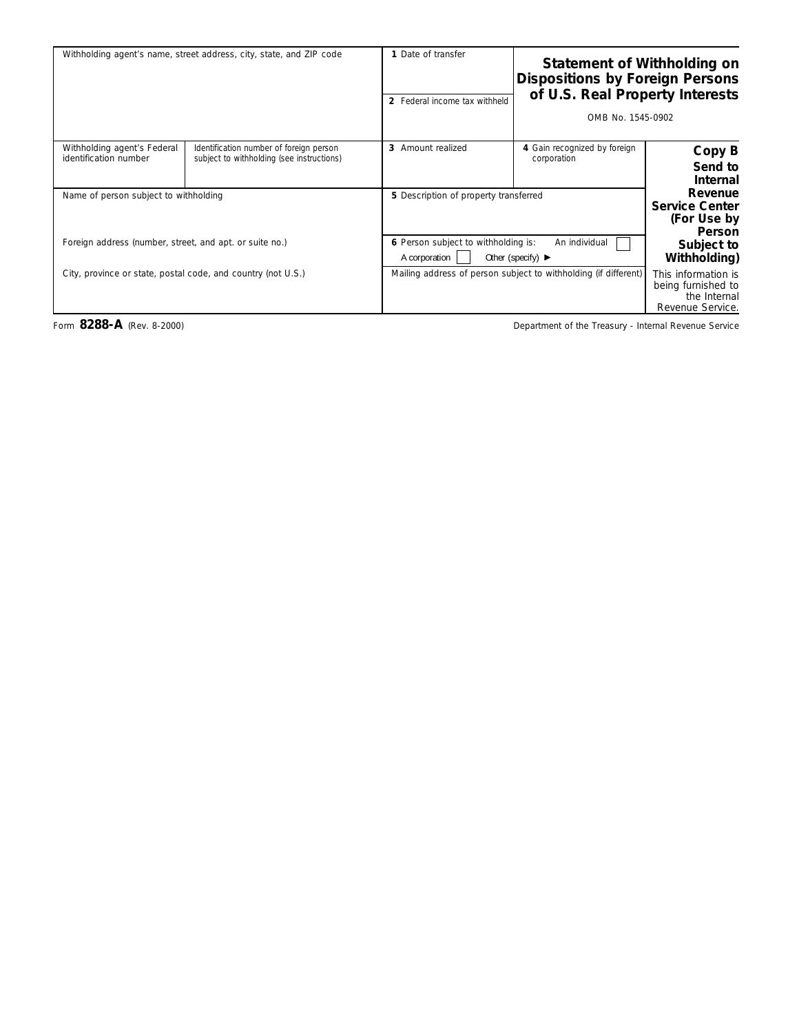| Withholding agent's name, street address, city, state, and ZIP code | | 1 Date of transfer | **Statement of Withholding on Dispositions by Foreign Persons of U.S. Real Property Interests** | |
| --- | --- | --- | --- | --- |
| | | 2 Federal income tax withheld | OMB No. 1545-0902 | |
| Withholding agent's Federal identification number | Identification number of foreign person subject to withholding (see instructions) | 3 Amount realized | 4 Gain recognized by foreign corporation | **Copy B Send to Internal Revenue Service Center (For Use by Person Subject to Withholding)** |
| Name of person subject to withholding | | 5 Description of property transferred | | |
| Foreign address (number, street, and apt. or suite no.) | | 6 Person subject to withholding is: An individual ☐ A corporation ☐ Other (specify) ► | | |
| City, province or state, postal code, and country (not U.S.) | | Mailing address of person subject to withholding (if different) | | This information is being furnished to the Internal Revenue Service. |

Form **8288-A** (Rev. 8-2000) Department of the Treasury - Internal Revenue Service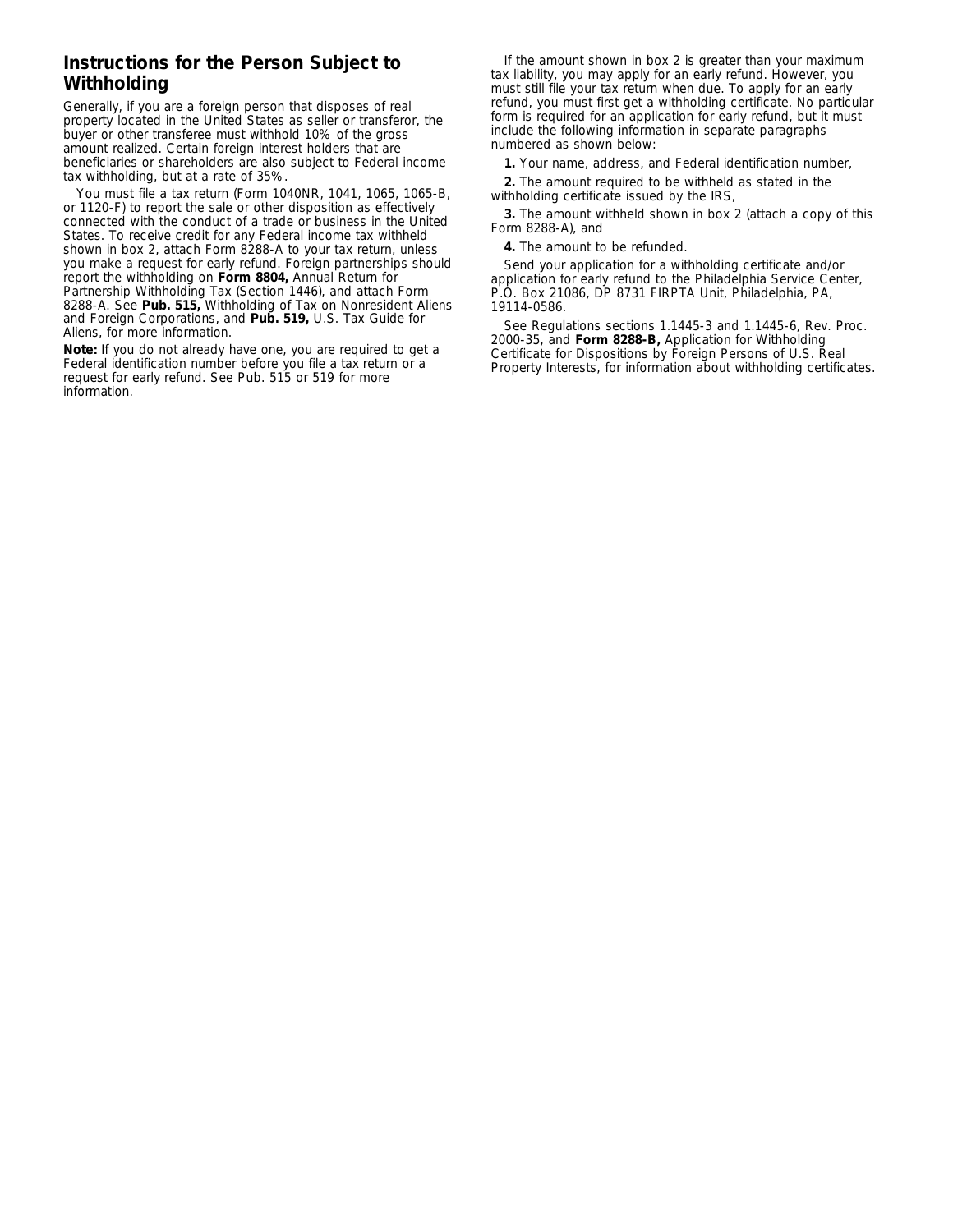## Instructions for the Person Subject to Withholding

Generally, if you are a foreign person that disposes of real property located in the United States as seller or transferor, the buyer or other transferee must withhold 10% of the gross amount realized. Certain foreign interest holders that are beneficiaries or shareholders are also subject to Federal income tax withholding, but at a rate of 35%.

You must file a tax return (Form 1040NR, 1041, 1065, 1065-B, or 1120-F) to report the sale or other disposition as effectively connected with the conduct of a trade or business in the United States. To receive credit for any Federal income tax withheld shown in box 2, attach Form 8288-A to your tax return, unless you make a request for early refund. Foreign partnerships should report the withholding on **Form 8804,** Annual Return for Partnership Withholding Tax (Section 1446), and attach Form 8288-A. See **Pub. 515,** Withholding of Tax on Nonresident Aliens and Foreign Corporations, and **Pub. 519,** U.S. Tax Guide for Aliens, for more information.

**Note:** If you do not already have one, you are required to get a Federal identification number before you file a tax return or a request for early refund. See Pub. 515 or 519 for more information.

If the amount shown in box 2 is greater than your maximum tax liability, you may apply for an early refund. However, you must still file your tax return when due. To apply for an early refund, you must first get a withholding certificate. No particular form is required for an application for early refund, but it must include the following information in separate paragraphs numbered as shown below:

**1.** Your name, address, and Federal identification number,

**2.** The amount required to be withheld as stated in the withholding certificate issued by the IRS,

**3.** The amount withheld shown in box 2 (attach a copy of this Form 8288-A), and

**4.** The amount to be refunded.

Send your application for a withholding certificate and/or application for early refund to the Philadelphia Service Center, P.O. Box 21086, DP 8731 FIRPTA Unit, Philadelphia, PA, 19114-0586.

See Regulations sections 1.1445-3 and 1.1445-6, Rev. Proc. 2000-35, and **Form 8288-B,** Application for Withholding Certificate for Dispositions by Foreign Persons of U.S. Real Property Interests, for information about withholding certificates.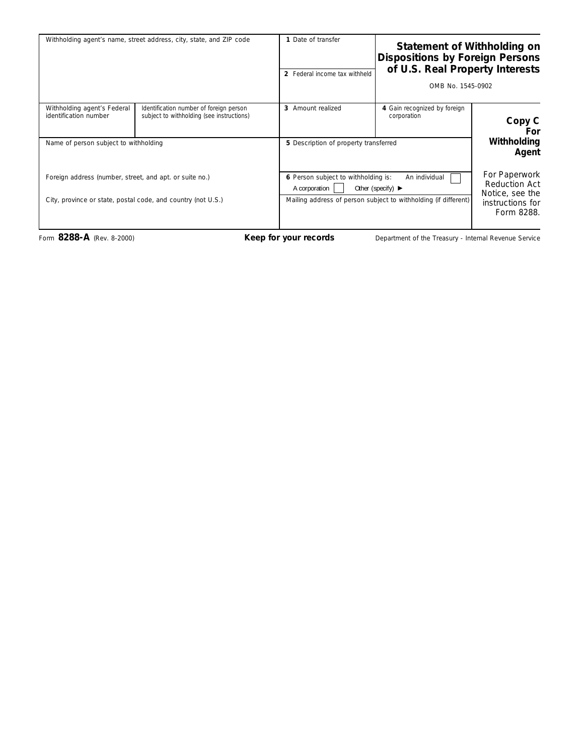| Withholding agent's name, street address, city, state, and ZIP code | | 1 Date of transfer | **Statement of Withholding on Dispositions by Foreign Persons of U.S. Real Property Interests** | |
|---|---|---|---|---|
| | | 2 Federal income tax withheld | OMB No. 1545-0902 | |
| Withholding agent's Federal identification number | Identification number of foreign person subject to withholding (see instructions) | 3 Amount realized | 4 Gain recognized by foreign corporation | **Copy C For Withholding Agent** |
| Name of person subject to withholding | | 5 Description of property transferred | | |
| Foreign address (number, street, and apt. or suite no.) | | 6 Person subject to withholding is: An individual ☐ A corporation ☐ Other (specify) ► | | For Paperwork Reduction Act Notice, see the instructions for Form 8288. |
| City, province or state, postal code, and country (not U.S.) | | Mailing address of person subject to withholding (if different) | | |

Form **8288-A** (Rev. 8-2000) **Keep for your records** Department of the Treasury - Internal Revenue Service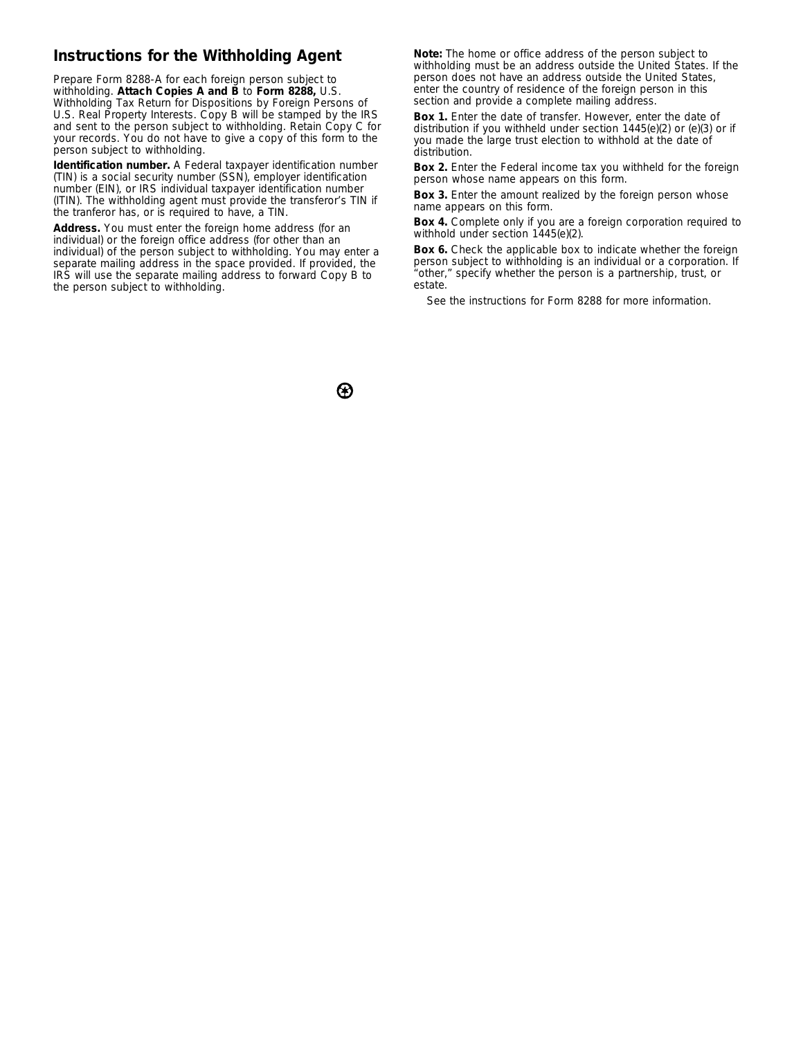## Instructions for the Withholding Agent

Prepare Form 8288-A for each foreign person subject to withholding. **Attach Copies A and B** to **Form 8288,** U.S. Withholding Tax Return for Dispositions by Foreign Persons of U.S. Real Property Interests. Copy B will be stamped by the IRS and sent to the person subject to withholding. Retain Copy C for your records. You do not have to give a copy of this form to the person subject to withholding.

**Identification number.** A Federal taxpayer identification number (TIN) is a social security number (SSN), employer identification number (EIN), or IRS individual taxpayer identification number (ITIN). The withholding agent must provide the transferor's TIN if the tranferor has, or is required to have, a TIN.

**Address.** You must enter the foreign home address (for an individual) or the foreign office address (for other than an individual) of the person subject to withholding. You may enter a separate mailing address in the space provided. If provided, the IRS will use the separate mailing address to forward Copy B to the person subject to withholding.

**Note:** The home or office address of the person subject to withholding must be an address outside the United States. If the person does not have an address outside the United States, enter the country of residence of the foreign person in this section and provide a complete mailing address.

**Box 1.** Enter the date of transfer. However, enter the date of distribution if you withheld under section 1445(e)(2) or (e)(3) or if you made the large trust election to withhold at the date of distribution.

**Box 2.** Enter the Federal income tax you withheld for the foreign person whose name appears on this form.

**Box 3.** Enter the amount realized by the foreign person whose name appears on this form.

**Box 4.** Complete only if you are a foreign corporation required to withhold under section 1445(e)(2).

**Box 6.** Check the applicable box to indicate whether the foreign person subject to withholding is an individual or a corporation. If "other," specify whether the person is a partnership, trust, or estate.

See the instructions for Form 8288 for more information.